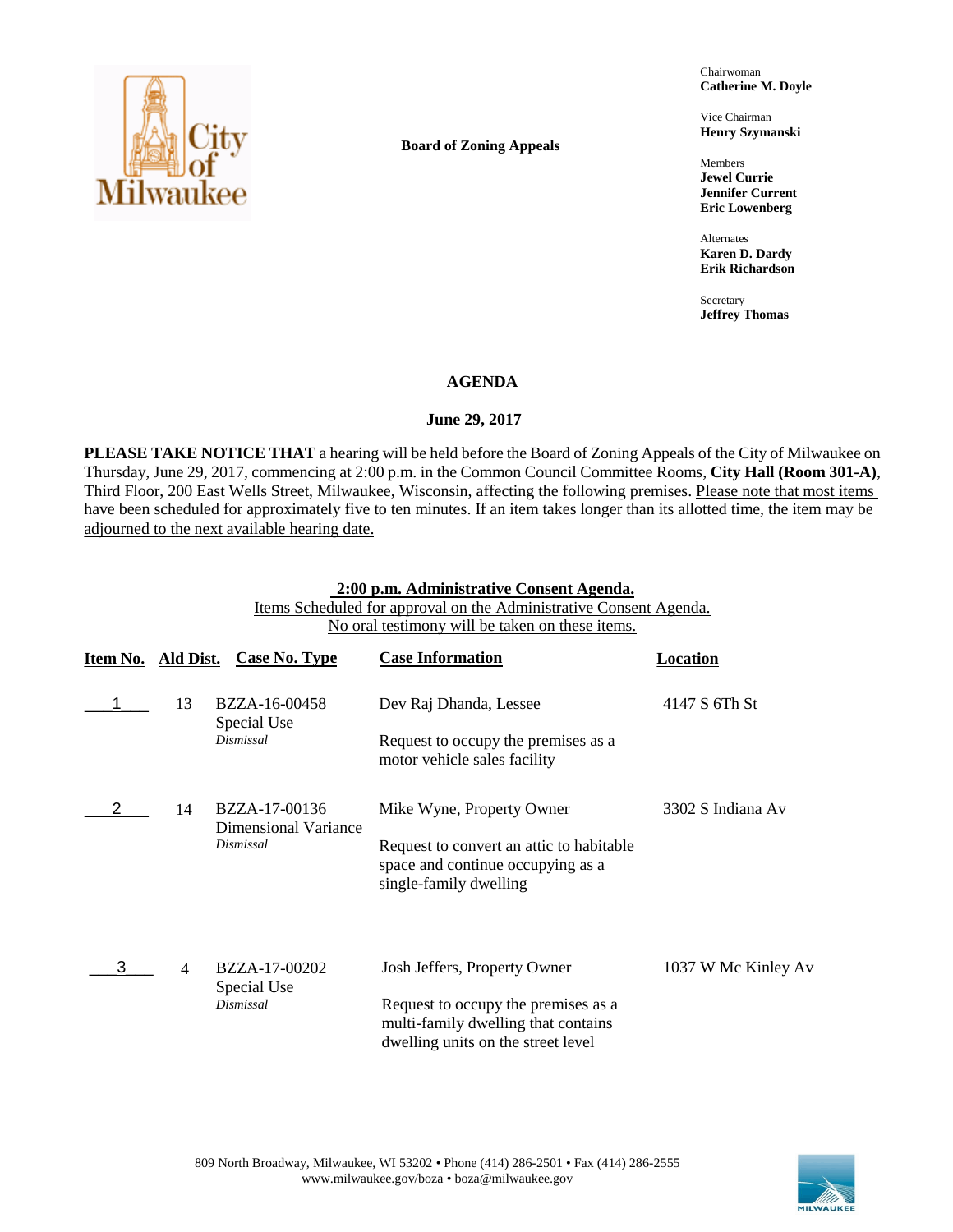Chairwoman
**Catherine M. Doyle**

Vice Chairman
**Henry Szymanski**

Members
**Jewel Currie**
**Jennifer Current**
**Eric Lowenberg**

Alternates
**Karen D. Dardy**
**Erik Richardson**

Secretary
**Jeffrey Thomas**

**Board of Zoning Appeals**

# AGENDA

**June 29, 2017**

**PLEASE TAKE NOTICE THAT** a hearing will be held before the Board of Zoning Appeals of the City of Milwaukee on Thursday, June 29, 2017, commencing at 2:00 p.m. in the Common Council Committee Rooms, **City Hall (Room 301-A)**, Third Floor, 200 East Wells Street, Milwaukee, Wisconsin, affecting the following premises. Please note that most items have been scheduled for approximately five to ten minutes. If an item takes longer than its allotted time, the item may be adjourned to the next available hearing date.

**2:00 p.m. Administrative Consent Agenda.**
Items Scheduled for approval on the Administrative Consent Agenda.
No oral testimony will be taken on these items.

| Item No. | Ald Dist. | Case No. Type | Case Information | Location |
|---|---|---|---|---|
| 1 | 13 | BZZA-16-00458<br>Special Use<br>*Dismissal* | Dev Raj Dhanda, Lessee<br><br>Request to occupy the premises as a motor vehicle sales facility | 4147 S 6Th St |
| 2 | 14 | BZZA-17-00136<br>Dimensional Variance<br>*Dismissal* | Mike Wyne, Property Owner<br><br>Request to convert an attic to habitable space and continue occupying as a single-family dwelling | 3302 S Indiana Av |
| 3 | 4 | BZZA-17-00202<br>Special Use<br>*Dismissal* | Josh Jeffers, Property Owner<br><br>Request to occupy the premises as a multi-family dwelling that contains dwelling units on the street level | 1037 W Mc Kinley Av |

809 North Broadway, Milwaukee, WI 53202 • Phone (414) 286-2501 • Fax (414) 286-2555
www.milwaukee.gov/boza • boza@milwaukee.gov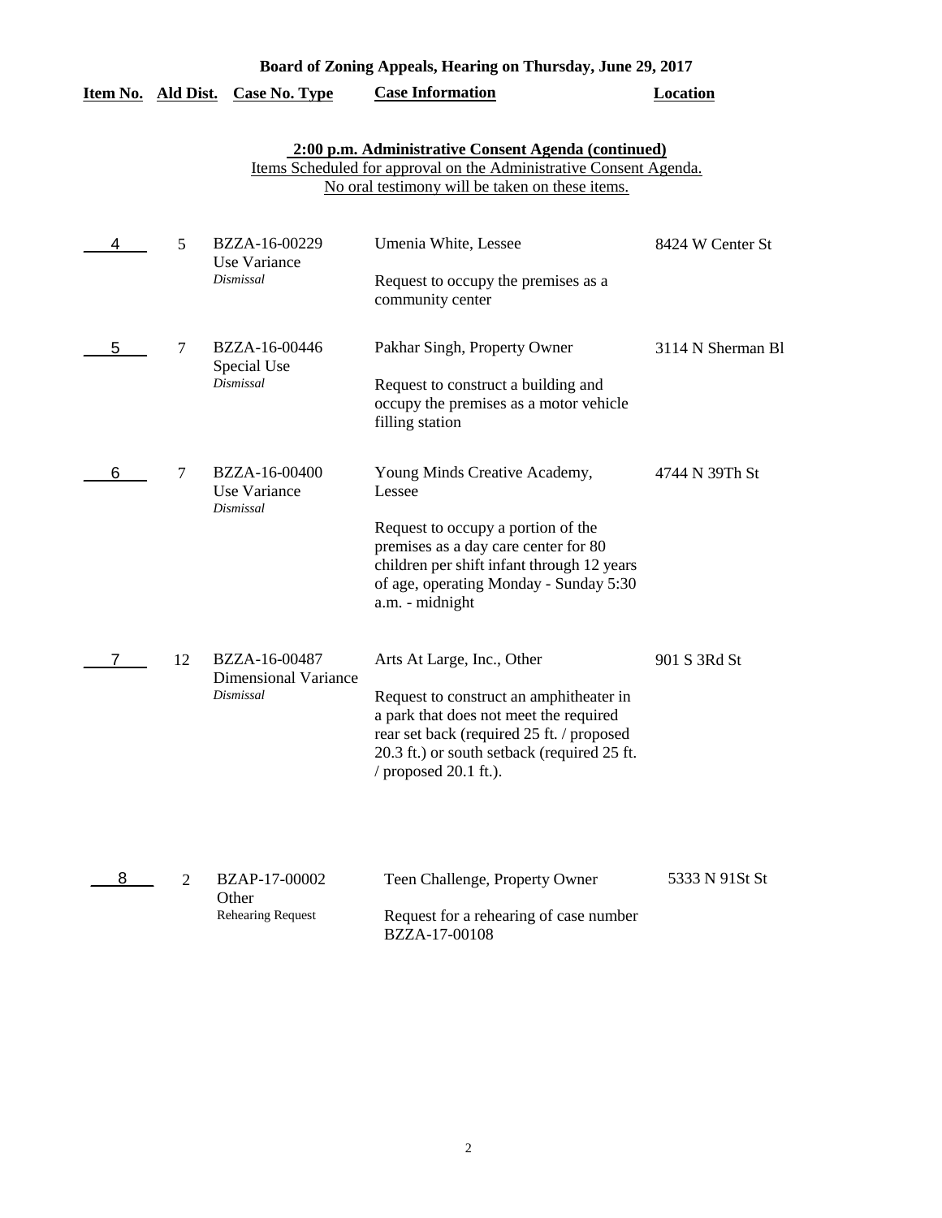# Board of Zoning Appeals, Hearing on Thursday, June 29, 2017

## 2:00 p.m. Administrative Consent Agenda (continued)

Items Scheduled for approval on the Administrative Consent Agenda.
No oral testimony will be taken on these items.

| Item No. | Ald Dist. | Case No. Type | Case Information | Location |
|---|---|---|---|---|
| 4 | 5 | BZZA-16-00229<br>Use Variance<br>*Dismissal* | Umenia White, Lessee<br><br>Request to occupy the premises as a community center | 8424 W Center St |
| 5 | 7 | BZZA-16-00446<br>Special Use<br>*Dismissal* | Pakhar Singh, Property Owner<br><br>Request to construct a building and occupy the premises as a motor vehicle filling station | 3114 N Sherman Bl |
| 6 | 7 | BZZA-16-00400<br>Use Variance<br>*Dismissal* | Young Minds Creative Academy, Lessee<br><br>Request to occupy a portion of the premises as a day care center for 80 children per shift infant through 12 years of age, operating Monday - Sunday 5:30 a.m. - midnight | 4744 N 39Th St |
| 7 | 12 | BZZA-16-00487<br>Dimensional Variance<br>*Dismissal* | Arts At Large, Inc., Other<br><br>Request to construct an amphitheater in a park that does not meet the required rear set back (required 25 ft. / proposed 20.3 ft.) or south setback (required 25 ft. / proposed 20.1 ft.). | 901 S 3Rd St |
| 8 | 2 | BZAP-17-00002<br>Other<br>Rehearing Request | Teen Challenge, Property Owner<br><br>Request for a rehearing of case number BZZA-17-00108 | 5333 N 91St St |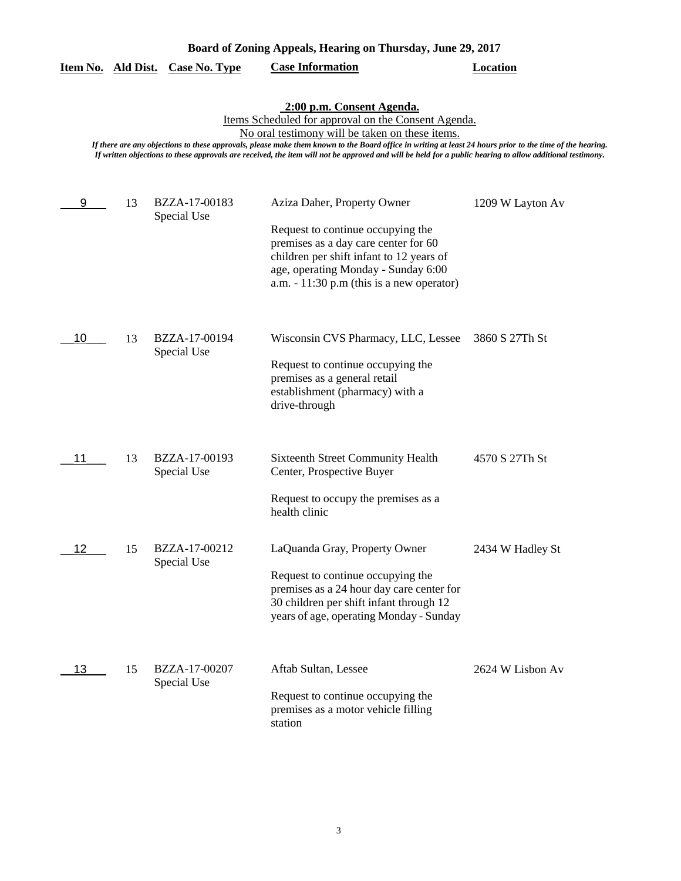# Board of Zoning Appeals, Hearing on Thursday, June 29, 2017

**2:00 p.m. Consent Agenda.**

Items Scheduled for approval on the Consent Agenda.

No oral testimony will be taken on these items.

*If there are any objections to these approvals, please make them known to the Board office in writing at least 24 hours prior to the time of the hearing. If written objections to these approvals are received, the item will not be approved and will be held for a public hearing to allow additional testimony.*

| Item No. | Ald Dist. | Case No. Type | Case Information | Location |
|---|---|---|---|---|
| 9 | 13 | BZZA-17-00183 Special Use | Aziza Daher, Property Owner<br><br>Request to continue occupying the premises as a day care center for 60 children per shift infant to 12 years of age, operating Monday - Sunday 6:00 a.m. - 11:30 p.m (this is a new operator) | 1209 W Layton Av |
| 10 | 13 | BZZA-17-00194 Special Use | Wisconsin CVS Pharmacy, LLC, Lessee<br><br>Request to continue occupying the premises as a general retail establishment (pharmacy) with a drive-through | 3860 S 27Th St |
| 11 | 13 | BZZA-17-00193 Special Use | Sixteenth Street Community Health Center, Prospective Buyer<br><br>Request to occupy the premises as a health clinic | 4570 S 27Th St |
| 12 | 15 | BZZA-17-00212 Special Use | LaQuanda Gray, Property Owner<br><br>Request to continue occupying the premises as a 24 hour day care center for 30 children per shift infant through 12 years of age, operating Monday - Sunday | 2434 W Hadley St |
| 13 | 15 | BZZA-17-00207 Special Use | Aftab Sultan, Lessee<br><br>Request to continue occupying the premises as a motor vehicle filling station | 2624 W Lisbon Av |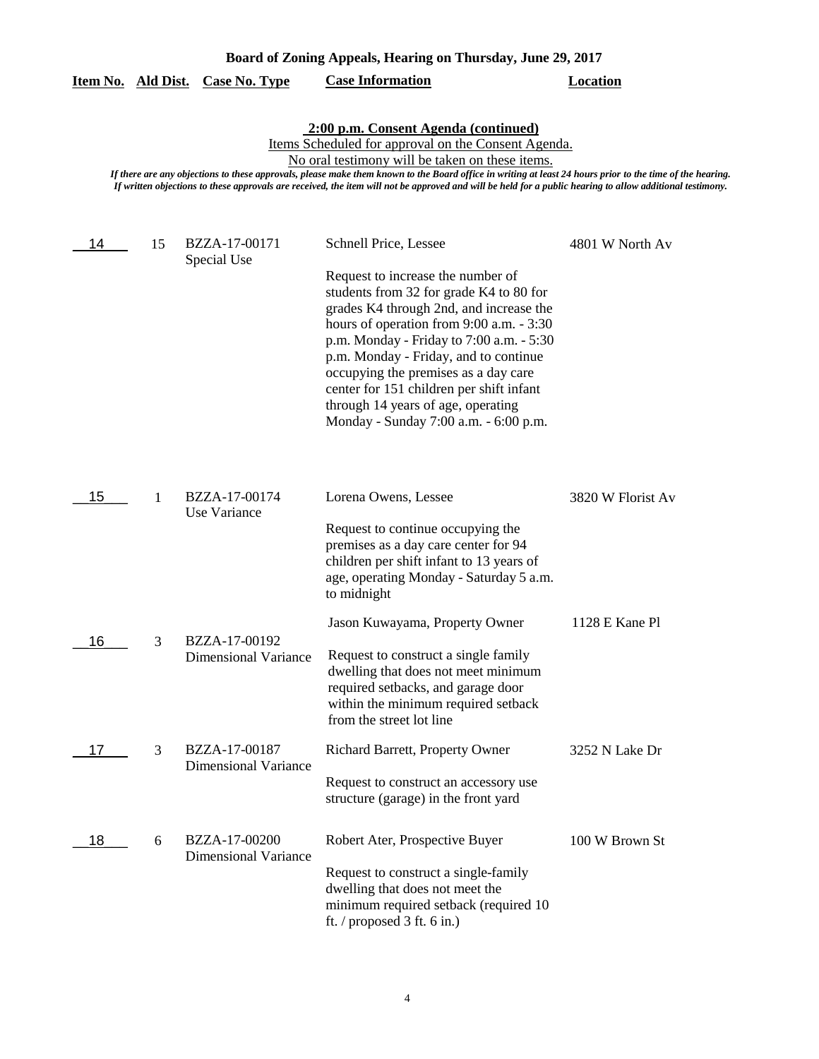**Board of Zoning Appeals, Hearing on Thursday, June 29, 2017**

**2:00 p.m. Consent Agenda (continued)**

Items Scheduled for approval on the Consent Agenda.

No oral testimony will be taken on these items.

*If there are any objections to these approvals, please make them known to the Board office in writing at least 24 hours prior to the time of the hearing. If written objections to these approvals are received, the item will not be approved and will be held for a public hearing to allow additional testimony.*

| Item No. | Ald Dist. | Case No. Type | Case Information | Location |
|---|---|---|---|---|
| 14 | 15 | BZZA-17-00171 Special Use | Schnell Price, Lessee<br><br>Request to increase the number of students from 32 for grade K4 to 80 for grades K4 through 2nd, and increase the hours of operation from 9:00 a.m. - 3:30 p.m. Monday - Friday to 7:00 a.m. - 5:30 p.m. Monday - Friday, and to continue occupying the premises as a day care center for 151 children per shift infant through 14 years of age, operating Monday - Sunday 7:00 a.m. - 6:00 p.m. | 4801 W North Av |
| 15 | 1 | BZZA-17-00174 Use Variance | Lorena Owens, Lessee<br><br>Request to continue occupying the premises as a day care center for 94 children per shift infant to 13 years of age, operating Monday - Saturday 5 a.m. to midnight | 3820 W Florist Av |
| 16 | 3 | BZZA-17-00192 Dimensional Variance | Jason Kuwayama, Property Owner<br><br>Request to construct a single family dwelling that does not meet minimum required setbacks, and garage door within the minimum required setback from the street lot line | 1128 E Kane Pl |
| 17 | 3 | BZZA-17-00187 Dimensional Variance | Richard Barrett, Property Owner<br><br>Request to construct an accessory use structure (garage) in the front yard | 3252 N Lake Dr |
| 18 | 6 | BZZA-17-00200 Dimensional Variance | Robert Ater, Prospective Buyer<br><br>Request to construct a single-family dwelling that does not meet the minimum required setback (required 10 ft. / proposed 3 ft. 6 in.) | 100 W Brown St |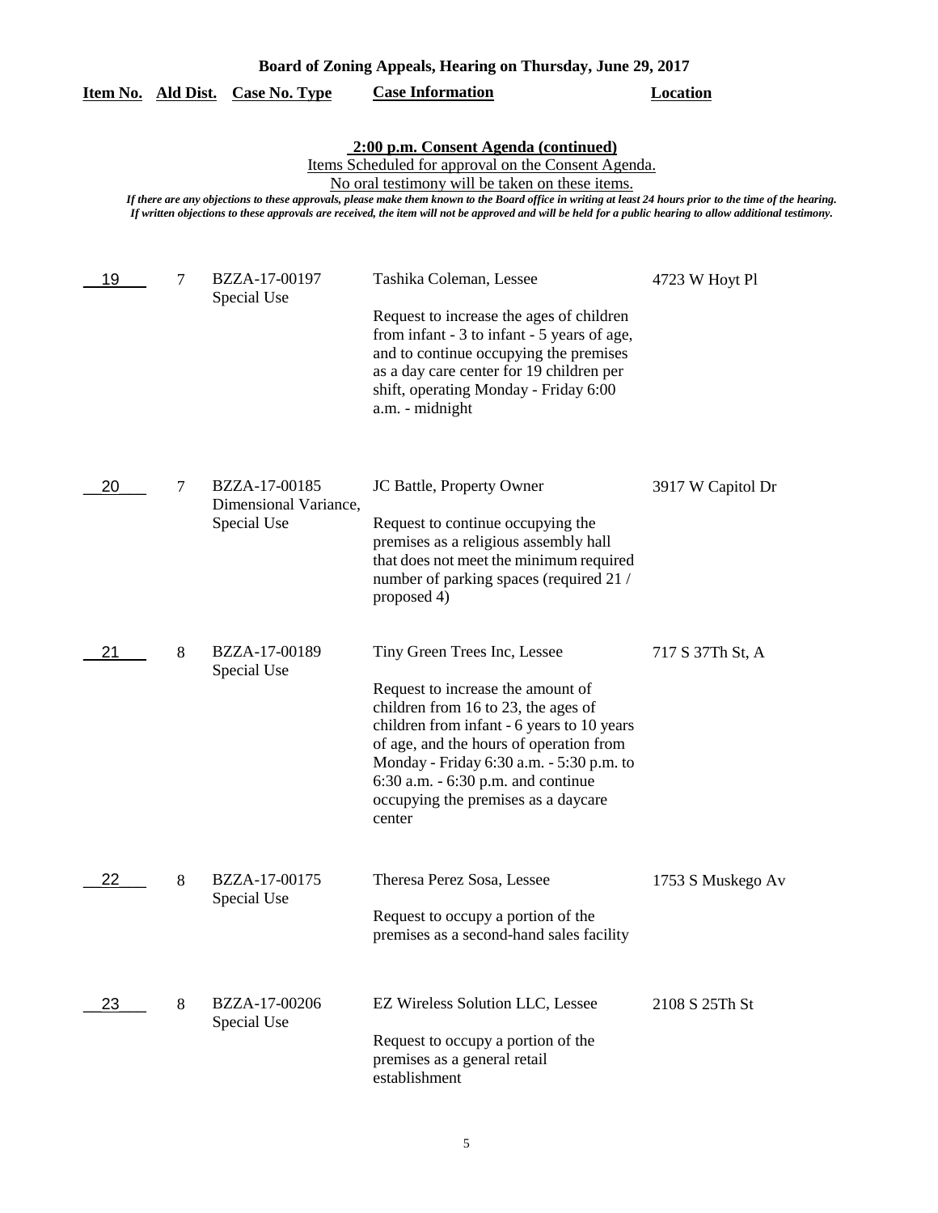**Board of Zoning Appeals, Hearing on Thursday, June 29, 2017**

**2:00 p.m. Consent Agenda (continued)**

Items Scheduled for approval on the Consent Agenda.

No oral testimony will be taken on these items.

*If there are any objections to these approvals, please make them known to the Board office in writing at least 24 hours prior to the time of the hearing. If written objections to these approvals are received, the item will not be approved and will be held for a public hearing to allow additional testimony.*

| Item No. | Ald Dist. | Case No. Type | Case Information | Location |
|---|---|---|---|---|
| 19 | 7 | BZZA-17-00197 Special Use | Tashika Coleman, Lessee<br><br>Request to increase the ages of children from infant - 3 to infant - 5 years of age, and to continue occupying the premises as a day care center for 19 children per shift, operating Monday - Friday 6:00 a.m. - midnight | 4723 W Hoyt Pl |
| 20 | 7 | BZZA-17-00185 Dimensional Variance, Special Use | JC Battle, Property Owner<br><br>Request to continue occupying the premises as a religious assembly hall that does not meet the minimum required number of parking spaces (required 21 / proposed 4) | 3917 W Capitol Dr |
| 21 | 8 | BZZA-17-00189 Special Use | Tiny Green Trees Inc, Lessee<br><br>Request to increase the amount of children from 16 to 23, the ages of children from infant - 6 years to 10 years of age, and the hours of operation from Monday - Friday 6:30 a.m. - 5:30 p.m. to 6:30 a.m. - 6:30 p.m. and continue occupying the premises as a daycare center | 717 S 37Th St, A |
| 22 | 8 | BZZA-17-00175 Special Use | Theresa Perez Sosa, Lessee<br><br>Request to occupy a portion of the premises as a second-hand sales facility | 1753 S Muskego Av |
| 23 | 8 | BZZA-17-00206 Special Use | EZ Wireless Solution LLC, Lessee<br><br>Request to occupy a portion of the premises as a general retail establishment | 2108 S 25Th St |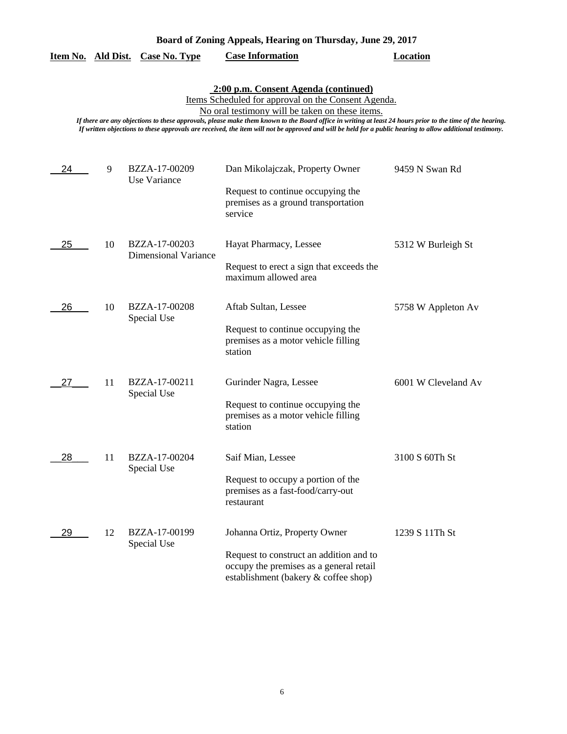## Board of Zoning Appeals, Hearing on Thursday, June 29, 2017

### 2:00 p.m. Consent Agenda (continued)

Items Scheduled for approval on the Consent Agenda.

No oral testimony will be taken on these items.

*If there are any objections to these approvals, please make them known to the Board office in writing at least 24 hours prior to the time of the hearing. If written objections to these approvals are received, the item will not be approved and will be held for a public hearing to allow additional testimony.*

| Item No. | Ald Dist. | Case No. Type | Case Information | Location |
|---|---|---|---|---|
| 24 | 9 | BZZA-17-00209 Use Variance | Dan Mikolajczak, Property Owner<br>Request to continue occupying the premises as a ground transportation service | 9459 N Swan Rd |
| 25 | 10 | BZZA-17-00203 Dimensional Variance | Hayat Pharmacy, Lessee<br>Request to erect a sign that exceeds the maximum allowed area | 5312 W Burleigh St |
| 26 | 10 | BZZA-17-00208 Special Use | Aftab Sultan, Lessee<br>Request to continue occupying the premises as a motor vehicle filling station | 5758 W Appleton Av |
| 27 | 11 | BZZA-17-00211 Special Use | Gurinder Nagra, Lessee<br>Request to continue occupying the premises as a motor vehicle filling station | 6001 W Cleveland Av |
| 28 | 11 | BZZA-17-00204 Special Use | Saif Mian, Lessee<br>Request to occupy a portion of the premises as a fast-food/carry-out restaurant | 3100 S 60Th St |
| 29 | 12 | BZZA-17-00199 Special Use | Johanna Ortiz, Property Owner<br>Request to construct an addition and to occupy the premises as a general retail establishment (bakery & coffee shop) | 1239 S 11Th St |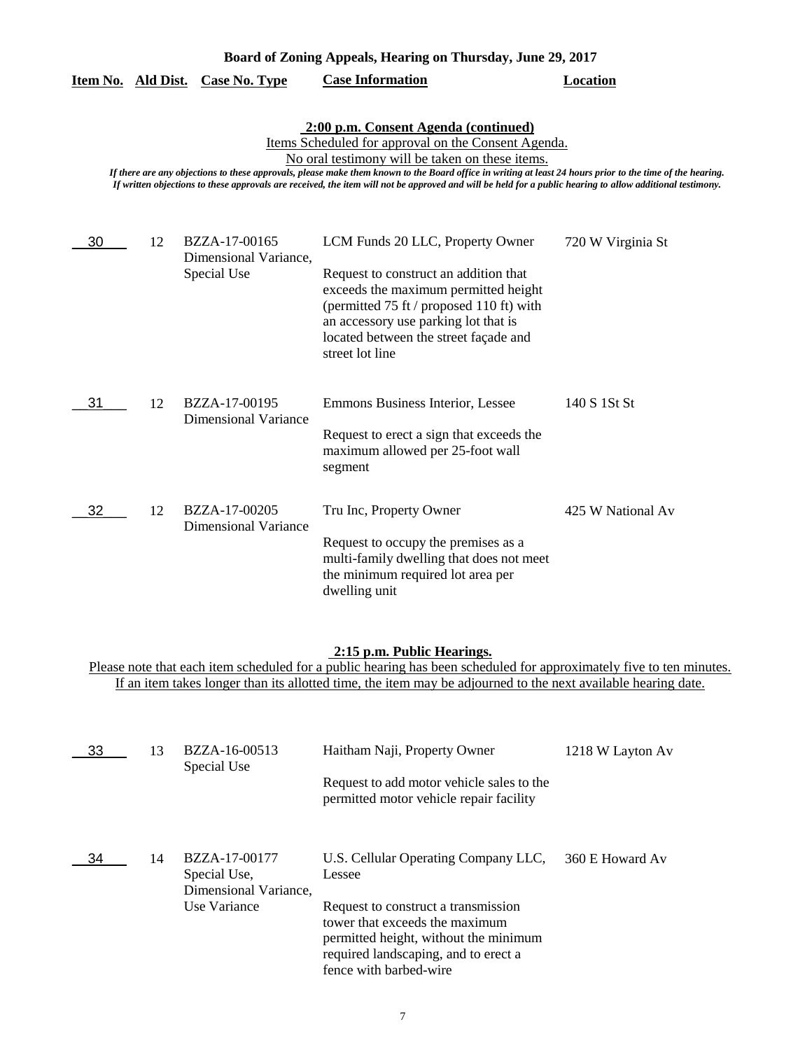## Board of Zoning Appeals, Hearing on Thursday, June 29, 2017

| Item No. | Ald Dist. | Case No. Type | Case Information | Location |
|---|---|---|---|---|

### 2:00 p.m. Consent Agenda (continued)

Items Scheduled for approval on the Consent Agenda.
No oral testimony will be taken on these items.

*If there are any objections to these approvals, please make them known to the Board office in writing at least 24 hours prior to the time of the hearing. If written objections to these approvals are received, the item will not be approved and will be held for a public hearing to allow additional testimony.*

| Item No. | Ald Dist. | Case No. Type | Case Information | Location |
|---|---|---|---|---|
| 30 | 12 | BZZA-17-00165 Dimensional Variance, Special Use | LCM Funds 20 LLC, Property Owner<br><br>Request to construct an addition that exceeds the maximum permitted height (permitted 75 ft / proposed 110 ft) with an accessory use parking lot that is located between the street façade and street lot line | 720 W Virginia St |
| 31 | 12 | BZZA-17-00195 Dimensional Variance | Emmons Business Interior, Lessee<br><br>Request to erect a sign that exceeds the maximum allowed per 25-foot wall segment | 140 S 1St St |
| 32 | 12 | BZZA-17-00205 Dimensional Variance | Tru Inc, Property Owner<br><br>Request to occupy the premises as a multi-family dwelling that does not meet the minimum required lot area per dwelling unit | 425 W National Av |

### 2:15 p.m. Public Hearings.

Please note that each item scheduled for a public hearing has been scheduled for approximately five to ten minutes. If an item takes longer than its allotted time, the item may be adjourned to the next available hearing date.

| Item No. | Ald Dist. | Case No. Type | Case Information | Location |
|---|---|---|---|---|
| 33 | 13 | BZZA-16-00513 Special Use | Haitham Naji, Property Owner<br><br>Request to add motor vehicle sales to the permitted motor vehicle repair facility | 1218 W Layton Av |
| 34 | 14 | BZZA-17-00177 Special Use, Dimensional Variance, Use Variance | U.S. Cellular Operating Company LLC, Lessee<br><br>Request to construct a transmission tower that exceeds the maximum permitted height, without the minimum required landscaping, and to erect a fence with barbed-wire | 360 E Howard Av |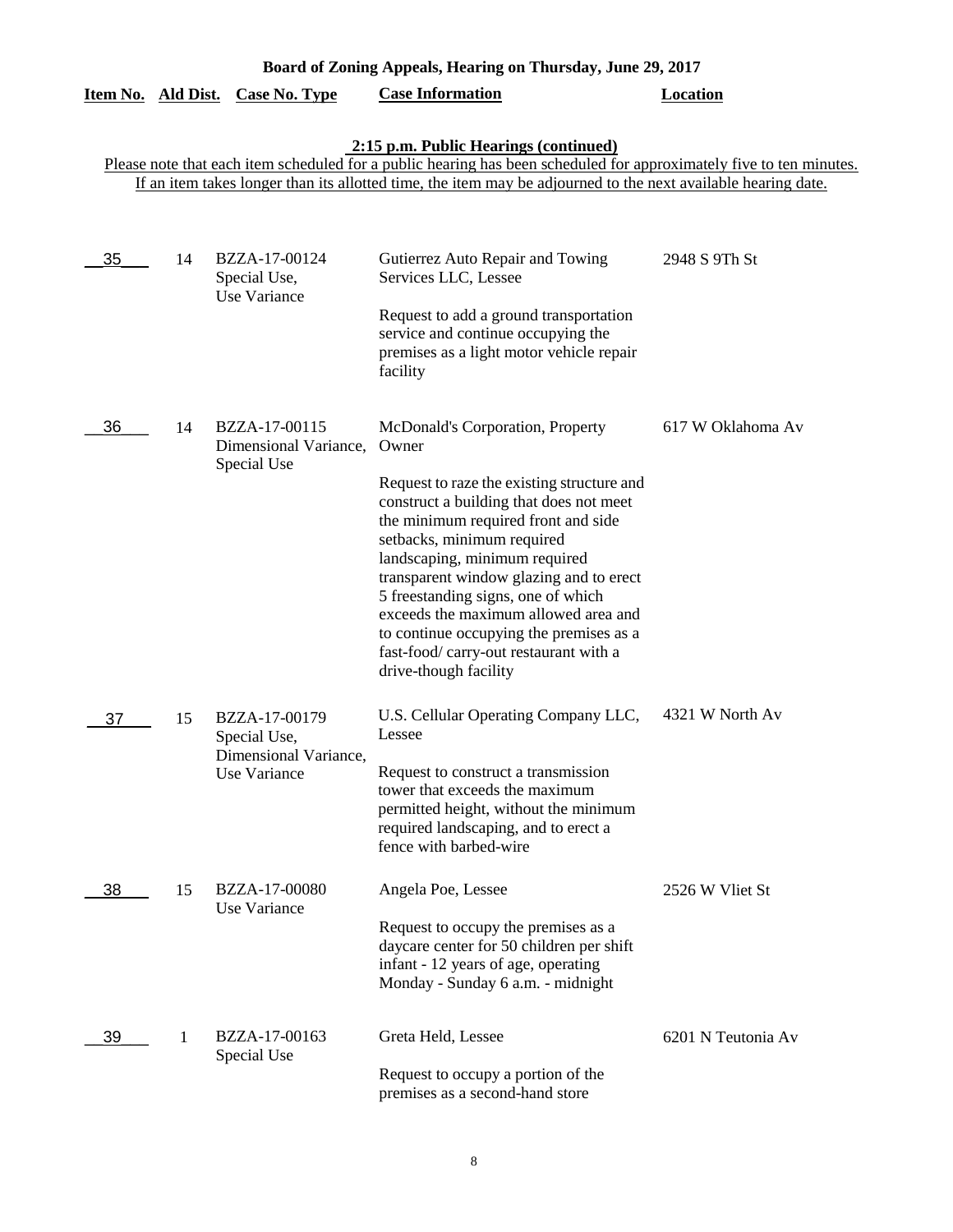## Board of Zoning Appeals, Hearing on Thursday, June 29, 2017

### 2:15 p.m. Public Hearings (continued)

Please note that each item scheduled for a public hearing has been scheduled for approximately five to ten minutes. If an item takes longer than its allotted time, the item may be adjourned to the next available hearing date.

| Item No. | Ald Dist. | Case No. Type | Case Information | Location |
|---|---|---|---|---|
| 35 | 14 | BZZA-17-00124 Special Use, Use Variance | Gutierrez Auto Repair and Towing Services LLC, Lessee<br><br>Request to add a ground transportation service and continue occupying the premises as a light motor vehicle repair facility | 2948 S 9Th St |
| 36 | 14 | BZZA-17-00115 Dimensional Variance, Special Use | McDonald's Corporation, Property Owner<br><br>Request to raze the existing structure and construct a building that does not meet the minimum required front and side setbacks, minimum required landscaping, minimum required transparent window glazing and to erect 5 freestanding signs, one of which exceeds the maximum allowed area and to continue occupying the premises as a fast-food/ carry-out restaurant with a drive-though facility | 617 W Oklahoma Av |
| 37 | 15 | BZZA-17-00179 Special Use, Dimensional Variance, Use Variance | U.S. Cellular Operating Company LLC, Lessee<br><br>Request to construct a transmission tower that exceeds the maximum permitted height, without the minimum required landscaping, and to erect a fence with barbed-wire | 4321 W North Av |
| 38 | 15 | BZZA-17-00080 Use Variance | Angela Poe, Lessee<br><br>Request to occupy the premises as a daycare center for 50 children per shift infant - 12 years of age, operating Monday - Sunday 6 a.m. - midnight | 2526 W Vliet St |
| 39 | 1 | BZZA-17-00163 Special Use | Greta Held, Lessee<br><br>Request to occupy a portion of the premises as a second-hand store | 6201 N Teutonia Av |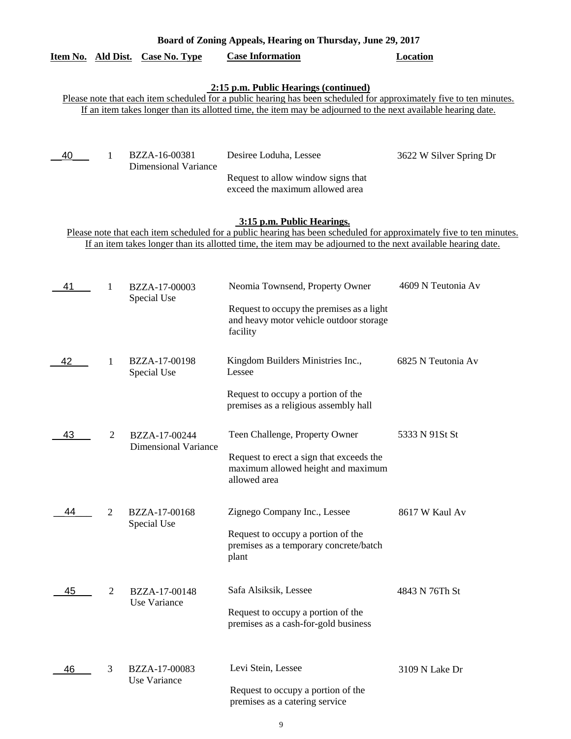**Board of Zoning Appeals, Hearing on Thursday, June 29, 2017**

**2:15 p.m. Public Hearings (continued)**

Please note that each item scheduled for a public hearing has been scheduled for approximately five to ten minutes. If an item takes longer than its allotted time, the item may be adjourned to the next available hearing date.

| Item No. | Ald Dist. | Case No. Type | Case Information | Location |
|---|---|---|---|---|
| 40 | 1 | BZZA-16-00381 Dimensional Variance | Desiree Loduha, Lessee<br>Request to allow window signs that exceed the maximum allowed area | 3622 W Silver Spring Dr |

**3:15 p.m. Public Hearings.**

Please note that each item scheduled for a public hearing has been scheduled for approximately five to ten minutes. If an item takes longer than its allotted time, the item may be adjourned to the next available hearing date.

| Item No. | Ald Dist. | Case No. Type | Case Information | Location |
|---|---|---|---|---|
| 41 | 1 | BZZA-17-00003 Special Use | Neomia Townsend, Property Owner<br>Request to occupy the premises as a light and heavy motor vehicle outdoor storage facility | 4609 N Teutonia Av |
| 42 | 1 | BZZA-17-00198 Special Use | Kingdom Builders Ministries Inc., Lessee<br>Request to occupy a portion of the premises as a religious assembly hall | 6825 N Teutonia Av |
| 43 | 2 | BZZA-17-00244 Dimensional Variance | Teen Challenge, Property Owner<br>Request to erect a sign that exceeds the maximum allowed height and maximum allowed area | 5333 N 91St St |
| 44 | 2 | BZZA-17-00168 Special Use | Zignego Company Inc., Lessee<br>Request to occupy a portion of the premises as a temporary concrete/batch plant | 8617 W Kaul Av |
| 45 | 2 | BZZA-17-00148 Use Variance | Safa Alsiksik, Lessee<br>Request to occupy a portion of the premises as a cash-for-gold business | 4843 N 76Th St |
| 46 | 3 | BZZA-17-00083 Use Variance | Levi Stein, Lessee<br>Request to occupy a portion of the premises as a catering service | 3109 N Lake Dr |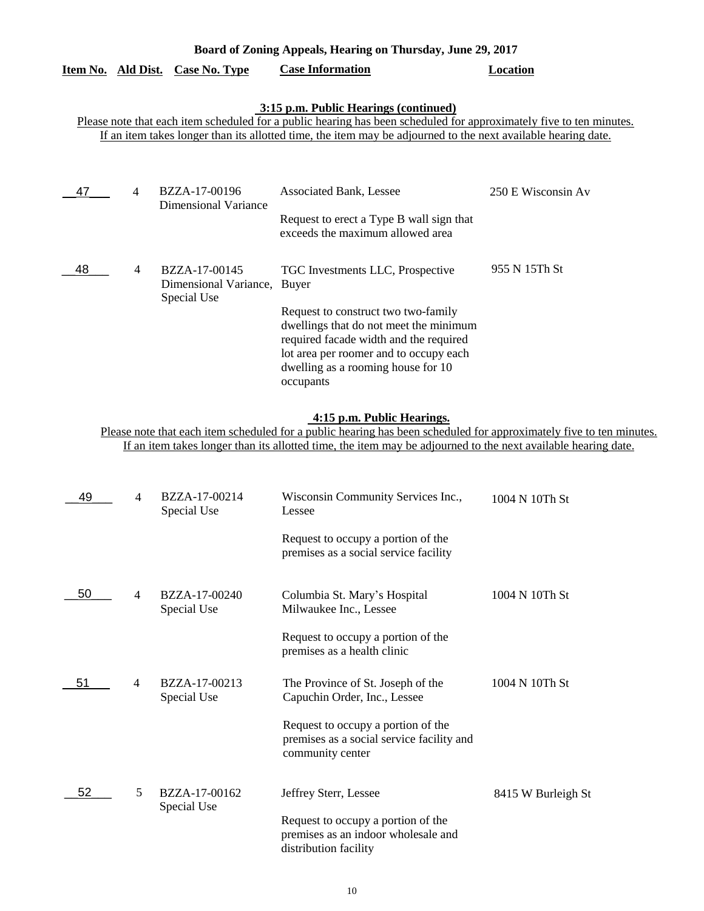**Board of Zoning Appeals, Hearing on Thursday, June 29, 2017**

**3:15 p.m. Public Hearings (continued)**

Please note that each item scheduled for a public hearing has been scheduled for approximately five to ten minutes. If an item takes longer than its allotted time, the item may be adjourned to the next available hearing date.

| Item No. | Ald Dist. | Case No. Type | Case Information | Location |
|---|---|---|---|---|
| 47 | 4 | BZZA-17-00196 Dimensional Variance | Associated Bank, Lessee<br><br>Request to erect a Type B wall sign that exceeds the maximum allowed area | 250 E Wisconsin Av |
| 48 | 4 | BZZA-17-00145 Dimensional Variance, Special Use | TGC Investments LLC, Prospective Buyer<br><br>Request to construct two two-family dwellings that do not meet the minimum required facade width and the required lot area per roomer and to occupy each dwelling as a rooming house for 10 occupants | 955 N 15Th St |

**4:15 p.m. Public Hearings.**

Please note that each item scheduled for a public hearing has been scheduled for approximately five to ten minutes. If an item takes longer than its allotted time, the item may be adjourned to the next available hearing date.

| Item No. | Ald Dist. | Case No. Type | Case Information | Location |
|---|---|---|---|---|
| 49 | 4 | BZZA-17-00214 Special Use | Wisconsin Community Services Inc., Lessee<br><br>Request to occupy a portion of the premises as a social service facility | 1004 N 10Th St |
| 50 | 4 | BZZA-17-00240 Special Use | Columbia St. Mary's Hospital Milwaukee Inc., Lessee<br><br>Request to occupy a portion of the premises as a health clinic | 1004 N 10Th St |
| 51 | 4 | BZZA-17-00213 Special Use | The Province of St. Joseph of the Capuchin Order, Inc., Lessee<br><br>Request to occupy a portion of the premises as a social service facility and community center | 1004 N 10Th St |
| 52 | 5 | BZZA-17-00162 Special Use | Jeffrey Sterr, Lessee<br><br>Request to occupy a portion of the premises as an indoor wholesale and distribution facility | 8415 W Burleigh St |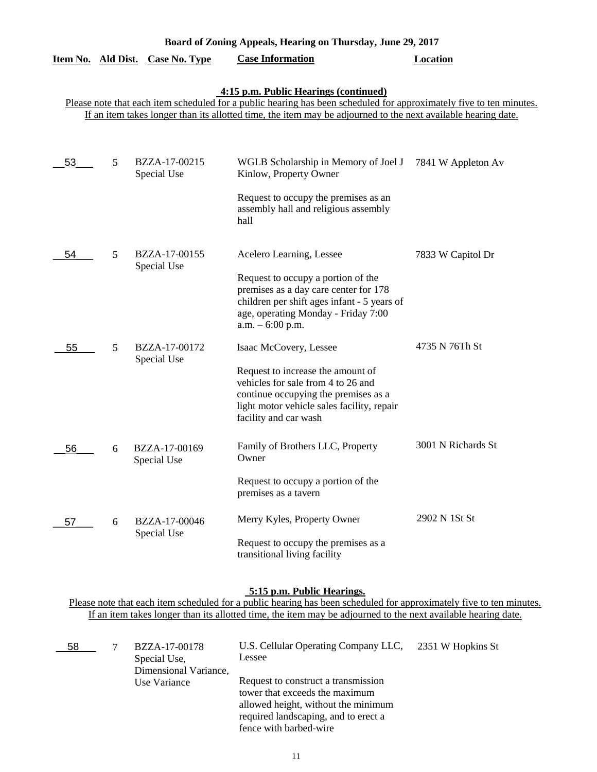**Board of Zoning Appeals, Hearing on Thursday, June 29, 2017**

| Item No. | Ald Dist. | Case No. Type | Case Information | Location |
|---|---|---|---|---|

**4:15 p.m. Public Hearings (continued)**

Please note that each item scheduled for a public hearing has been scheduled for approximately five to ten minutes. If an item takes longer than its allotted time, the item may be adjourned to the next available hearing date.

| Item No. | Ald Dist. | Case No. Type | Case Information | Location |
|---|---|---|---|---|
| 53 | 5 | BZZA-17-00215 Special Use | WGLB Scholarship in Memory of Joel J Kinlow, Property Owner<br><br>Request to occupy the premises as an assembly hall and religious assembly hall | 7841 W Appleton Av |
| 54 | 5 | BZZA-17-00155 Special Use | Acelero Learning, Lessee<br><br>Request to occupy a portion of the premises as a day care center for 178 children per shift ages infant - 5 years of age, operating Monday - Friday 7:00 a.m. – 6:00 p.m. | 7833 W Capitol Dr |
| 55 | 5 | BZZA-17-00172 Special Use | Isaac McCovery, Lessee<br><br>Request to increase the amount of vehicles for sale from 4 to 26 and continue occupying the premises as a light motor vehicle sales facility, repair facility and car wash | 4735 N 76Th St |
| 56 | 6 | BZZA-17-00169 Special Use | Family of Brothers LLC, Property Owner<br><br>Request to occupy a portion of the premises as a tavern | 3001 N Richards St |
| 57 | 6 | BZZA-17-00046 Special Use | Merry Kyles, Property Owner<br><br>Request to occupy the premises as a transitional living facility | 2902 N 1St St |

**5:15 p.m. Public Hearings.**

Please note that each item scheduled for a public hearing has been scheduled for approximately five to ten minutes. If an item takes longer than its allotted time, the item may be adjourned to the next available hearing date.

| Item No. | Ald Dist. | Case No. Type | Case Information | Location |
|---|---|---|---|---|
| 58 | 7 | BZZA-17-00178 Special Use, Dimensional Variance, Use Variance | U.S. Cellular Operating Company LLC, Lessee<br><br>Request to construct a transmission tower that exceeds the maximum allowed height, without the minimum required landscaping, and to erect a fence with barbed-wire | 2351 W Hopkins St |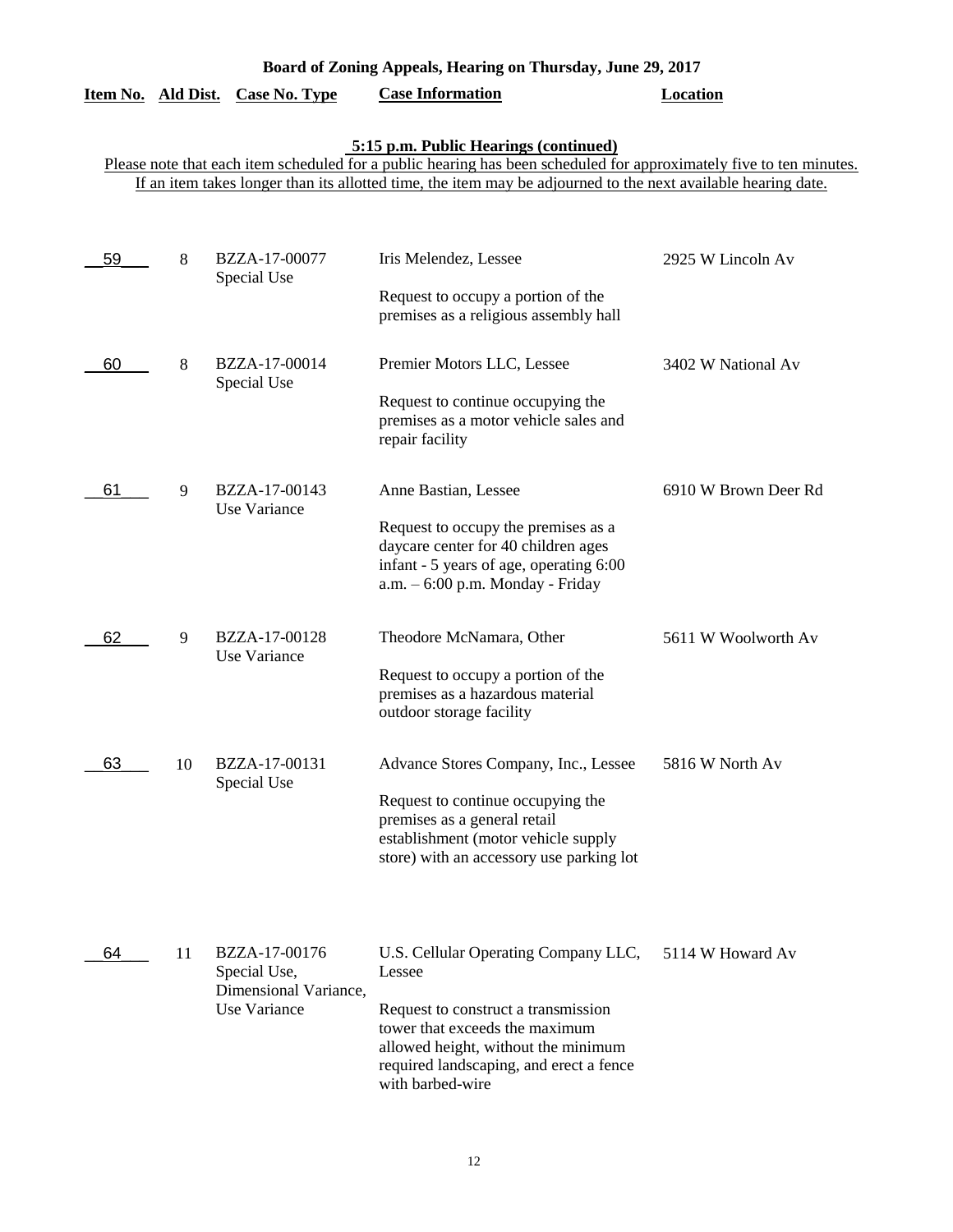**Board of Zoning Appeals, Hearing on Thursday, June 29, 2017**

**5:15 p.m. Public Hearings (continued)**

Please note that each item scheduled for a public hearing has been scheduled for approximately five to ten minutes. If an item takes longer than its allotted time, the item may be adjourned to the next available hearing date.

| Item No. | Ald Dist. | Case No. Type | Case Information | Location |
|---|---|---|---|---|
| 59 | 8 | BZZA-17-00077 Special Use | Iris Melendez, Lessee<br><br>Request to occupy a portion of the premises as a religious assembly hall | 2925 W Lincoln Av |
| 60 | 8 | BZZA-17-00014 Special Use | Premier Motors LLC, Lessee<br><br>Request to continue occupying the premises as a motor vehicle sales and repair facility | 3402 W National Av |
| 61 | 9 | BZZA-17-00143 Use Variance | Anne Bastian, Lessee<br><br>Request to occupy the premises as a daycare center for 40 children ages infant - 5 years of age, operating 6:00 a.m. – 6:00 p.m. Monday - Friday | 6910 W Brown Deer Rd |
| 62 | 9 | BZZA-17-00128 Use Variance | Theodore McNamara, Other<br><br>Request to occupy a portion of the premises as a hazardous material outdoor storage facility | 5611 W Woolworth Av |
| 63 | 10 | BZZA-17-00131 Special Use | Advance Stores Company, Inc., Lessee<br><br>Request to continue occupying the premises as a general retail establishment (motor vehicle supply store) with an accessory use parking lot | 5816 W North Av |
| 64 | 11 | BZZA-17-00176 Special Use, Dimensional Variance, Use Variance | U.S. Cellular Operating Company LLC, Lessee<br><br>Request to construct a transmission tower that exceeds the maximum allowed height, without the minimum required landscaping, and erect a fence with barbed-wire | 5114 W Howard Av |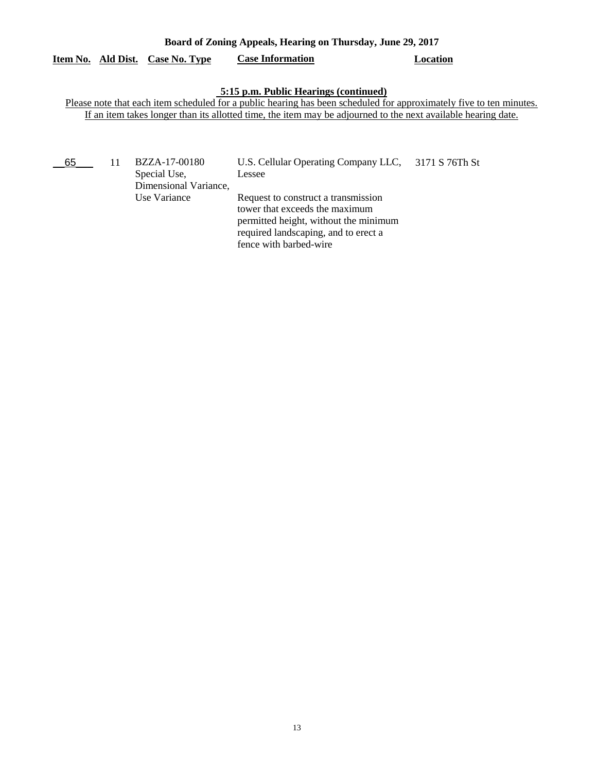**Board of Zoning Appeals, Hearing on Thursday, June 29, 2017**

**5:15 p.m. Public Hearings (continued)**

Please note that each item scheduled for a public hearing has been scheduled for approximately five to ten minutes. If an item takes longer than its allotted time, the item may be adjourned to the next available hearing date.

| Item No. | Ald Dist. | Case No. Type | Case Information | Location |
|---|---|---|---|---|
| 65 | 11 | BZZA-17-00180 Special Use, Dimensional Variance, Use Variance | U.S. Cellular Operating Company LLC, Lessee<br><br>Request to construct a transmission tower that exceeds the maximum permitted height, without the minimum required landscaping, and to erect a fence with barbed-wire | 3171 S 76Th St |